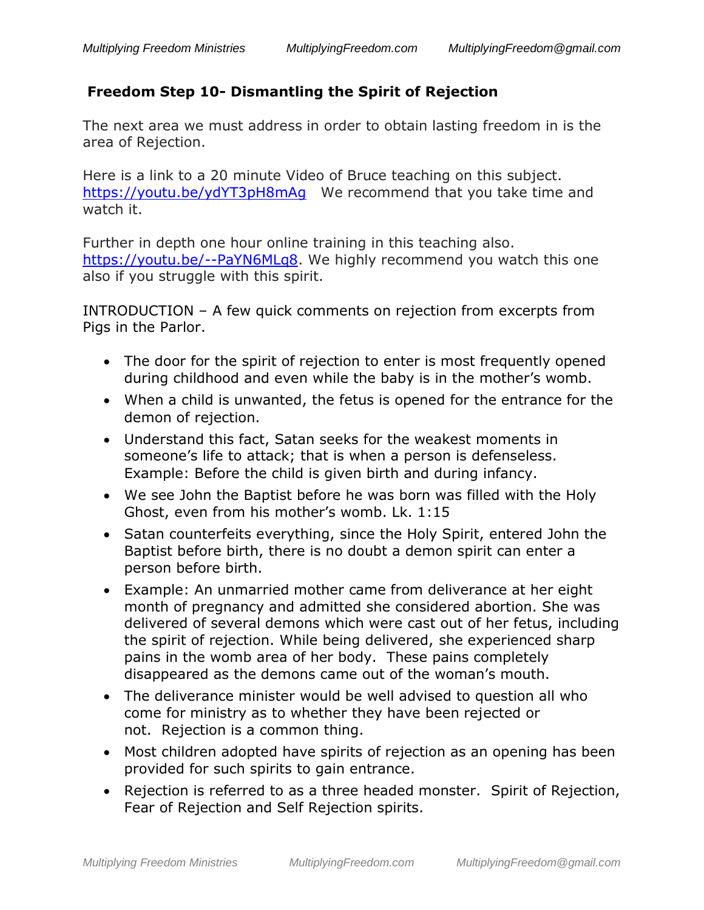## Freedom Step 10- Dismantling the Spirit of Rejection

The next area we must address in order to obtain lasting freedom in is the area of Rejection.

Here is a link to a 20 minute Video of Bruce teaching on this subject. https://youtu.be/ydYT3pH8mAg We recommend that you take time and watch it.

Further in depth one hour online training in this teaching also. https://youtu.be/--PaYN6MLq8. We highly recommend you watch this one also if you struggle with this spirit.

INTRODUCTION – A few quick comments on rejection from excerpts from Pigs in the Parlor.

- The door for the spirit of rejection to enter is most frequently opened during childhood and even while the baby is in the mother's womb.
- When a child is unwanted, the fetus is opened for the entrance for the demon of rejection.
- Understand this fact, Satan seeks for the weakest moments in someone's life to attack; that is when a person is defenseless. Example: Before the child is given birth and during infancy.
- We see John the Baptist before he was born was filled with the Holy Ghost, even from his mother's womb. Lk. 1:15
- Satan counterfeits everything, since the Holy Spirit, entered John the Baptist before birth, there is no doubt a demon spirit can enter a person before birth.
- Example: An unmarried mother came from deliverance at her eight month of pregnancy and admitted she considered abortion. She was delivered of several demons which were cast out of her fetus, including the spirit of rejection. While being delivered, she experienced sharp pains in the womb area of her body. These pains completely disappeared as the demons came out of the woman's mouth.
- The deliverance minister would be well advised to question all who come for ministry as to whether they have been rejected or not. Rejection is a common thing.
- Most children adopted have spirits of rejection as an opening has been provided for such spirits to gain entrance.
- Rejection is referred to as a three headed monster. Spirit of Rejection, Fear of Rejection and Self Rejection spirits.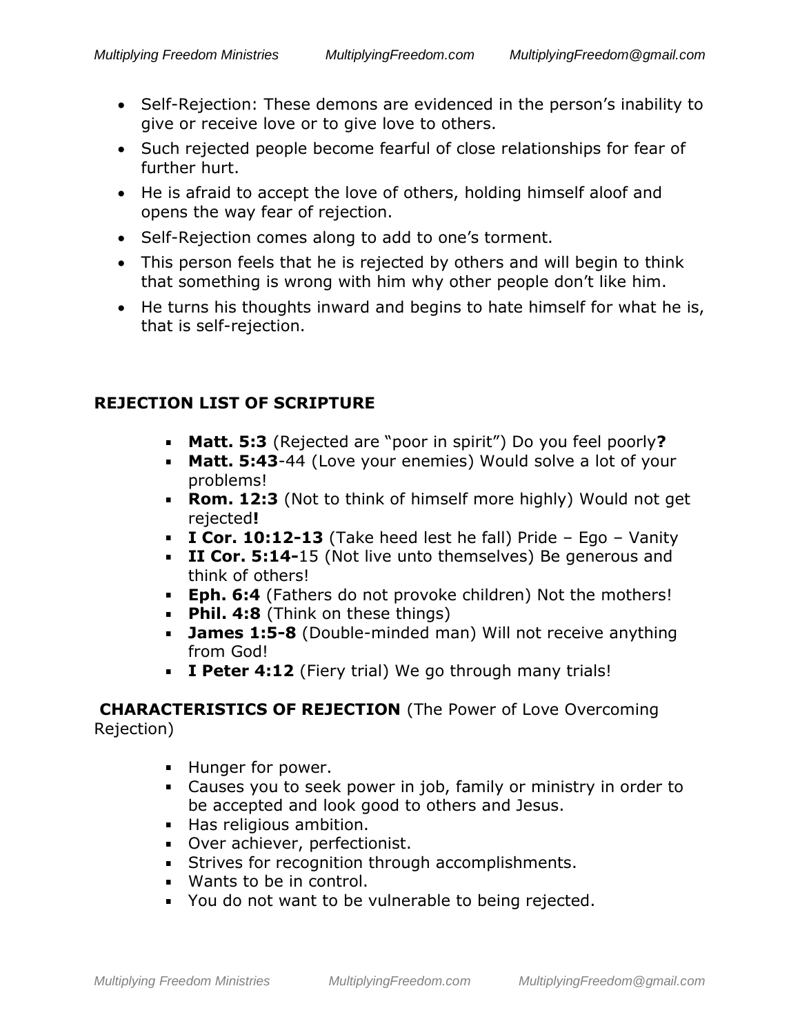- Self-Rejection: These demons are evidenced in the person's inability to give or receive love or to give love to others.
- Such rejected people become fearful of close relationships for fear of further hurt.
- He is afraid to accept the love of others, holding himself aloof and opens the way fear of rejection.
- Self-Rejection comes along to add to one's torment.
- This person feels that he is rejected by others and will begin to think that something is wrong with him why other people don't like him.
- He turns his thoughts inward and begins to hate himself for what he is, that is self-rejection.

**REJECTION LIST OF SCRIPTURE**

- **Matt. 5:3** (Rejected are "poor in spirit") Do you feel poorly**?**
- **Matt. 5:43**-44 (Love your enemies) Would solve a lot of your problems!
- **Rom. 12:3** (Not to think of himself more highly) Would not get rejected**!**
- **I Cor. 10:12-13** (Take heed lest he fall) Pride – Ego – Vanity
- **II Cor. 5:14-**15 (Not live unto themselves) Be generous and think of others!
- **Eph. 6:4** (Fathers do not provoke children) Not the mothers!
- **Phil. 4:8** (Think on these things)
- **James 1:5-8** (Double-minded man) Will not receive anything from God!
- **I Peter 4:12** (Fiery trial) We go through many trials!

**CHARACTERISTICS OF REJECTION** (The Power of Love Overcoming Rejection)

- Hunger for power.
- Causes you to seek power in job, family or ministry in order to be accepted and look good to others and Jesus.
- Has religious ambition.
- Over achiever, perfectionist.
- Strives for recognition through accomplishments.
- Wants to be in control.
- You do not want to be vulnerable to being rejected.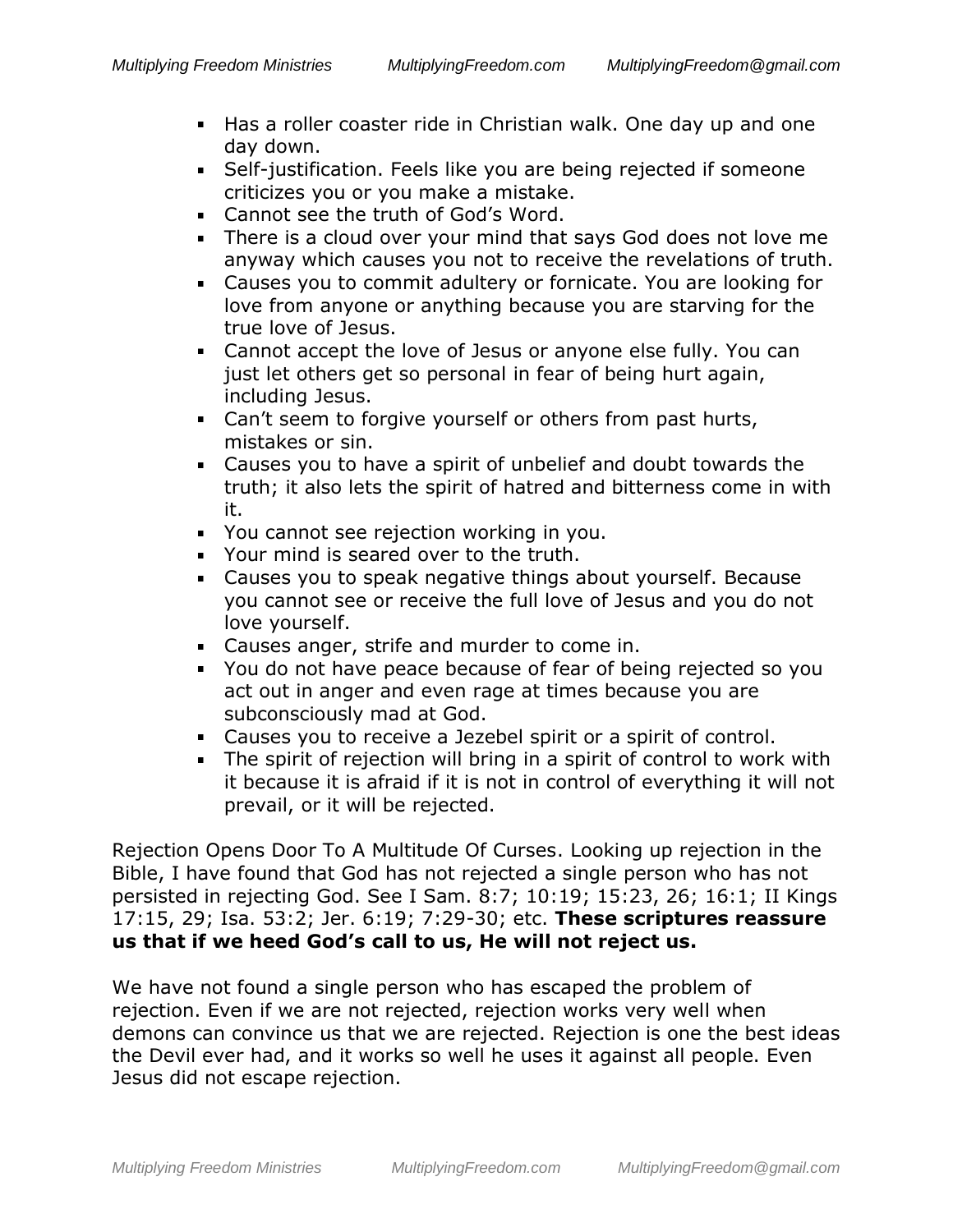- Has a roller coaster ride in Christian walk. One day up and one day down.
- Self-justification. Feels like you are being rejected if someone criticizes you or you make a mistake.
- Cannot see the truth of God's Word.
- There is a cloud over your mind that says God does not love me anyway which causes you not to receive the revelations of truth.
- Causes you to commit adultery or fornicate. You are looking for love from anyone or anything because you are starving for the true love of Jesus.
- Cannot accept the love of Jesus or anyone else fully. You can just let others get so personal in fear of being hurt again, including Jesus.
- Can't seem to forgive yourself or others from past hurts, mistakes or sin.
- Causes you to have a spirit of unbelief and doubt towards the truth; it also lets the spirit of hatred and bitterness come in with it.
- You cannot see rejection working in you.
- Your mind is seared over to the truth.
- Causes you to speak negative things about yourself. Because you cannot see or receive the full love of Jesus and you do not love yourself.
- Causes anger, strife and murder to come in.
- You do not have peace because of fear of being rejected so you act out in anger and even rage at times because you are subconsciously mad at God.
- Causes you to receive a Jezebel spirit or a spirit of control.
- The spirit of rejection will bring in a spirit of control to work with it because it is afraid if it is not in control of everything it will not prevail, or it will be rejected.

Rejection Opens Door To A Multitude Of Curses. Looking up rejection in the Bible, I have found that God has not rejected a single person who has not persisted in rejecting God. See I Sam. 8:7; 10:19; 15:23, 26; 16:1; II Kings 17:15, 29; Isa. 53:2; Jer. 6:19; 7:29-30; etc. **These scriptures reassure us that if we heed God's call to us, He will not reject us.**

We have not found a single person who has escaped the problem of rejection. Even if we are not rejected, rejection works very well when demons can convince us that we are rejected. Rejection is one the best ideas the Devil ever had, and it works so well he uses it against all people. Even Jesus did not escape rejection.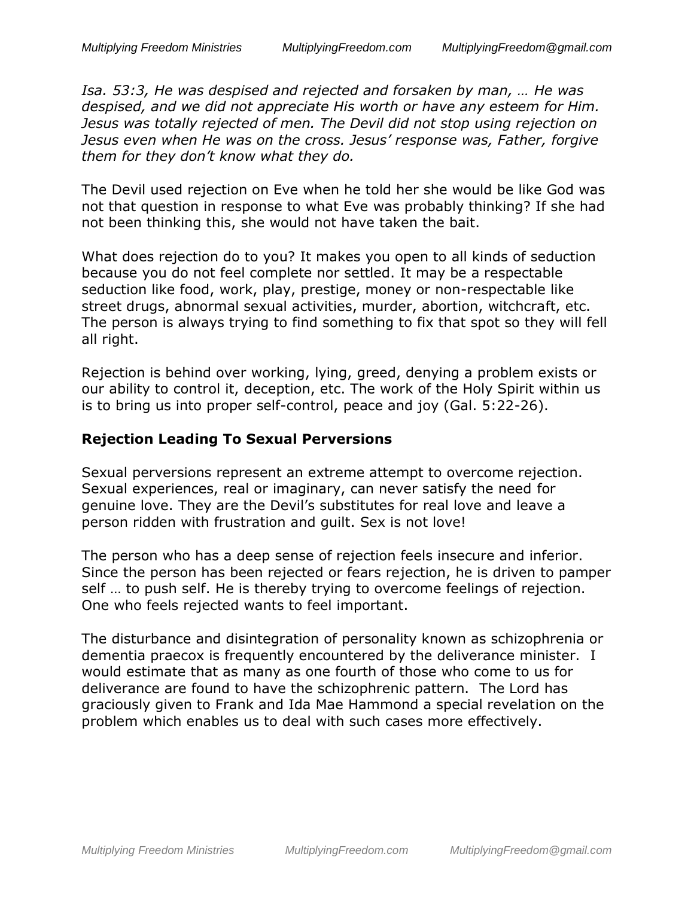*Isa. 53:3, He was despised and rejected and forsaken by man, … He was despised, and we did not appreciate His worth or have any esteem for Him. Jesus was totally rejected of men. The Devil did not stop using rejection on Jesus even when He was on the cross. Jesus' response was, Father, forgive them for they don't know what they do.*

The Devil used rejection on Eve when he told her she would be like God was not that question in response to what Eve was probably thinking? If she had not been thinking this, she would not have taken the bait.

What does rejection do to you? It makes you open to all kinds of seduction because you do not feel complete nor settled. It may be a respectable seduction like food, work, play, prestige, money or non-respectable like street drugs, abnormal sexual activities, murder, abortion, witchcraft, etc. The person is always trying to find something to fix that spot so they will fell all right.

Rejection is behind over working, lying, greed, denying a problem exists or our ability to control it, deception, etc. The work of the Holy Spirit within us is to bring us into proper self-control, peace and joy (Gal. 5:22-26).

### Rejection Leading To Sexual Perversions

Sexual perversions represent an extreme attempt to overcome rejection. Sexual experiences, real or imaginary, can never satisfy the need for genuine love. They are the Devil's substitutes for real love and leave a person ridden with frustration and guilt. Sex is not love!

The person who has a deep sense of rejection feels insecure and inferior. Since the person has been rejected or fears rejection, he is driven to pamper self … to push self. He is thereby trying to overcome feelings of rejection. One who feels rejected wants to feel important.

The disturbance and disintegration of personality known as schizophrenia or dementia praecox is frequently encountered by the deliverance minister. I would estimate that as many as one fourth of those who come to us for deliverance are found to have the schizophrenic pattern. The Lord has graciously given to Frank and Ida Mae Hammond a special revelation on the problem which enables us to deal with such cases more effectively.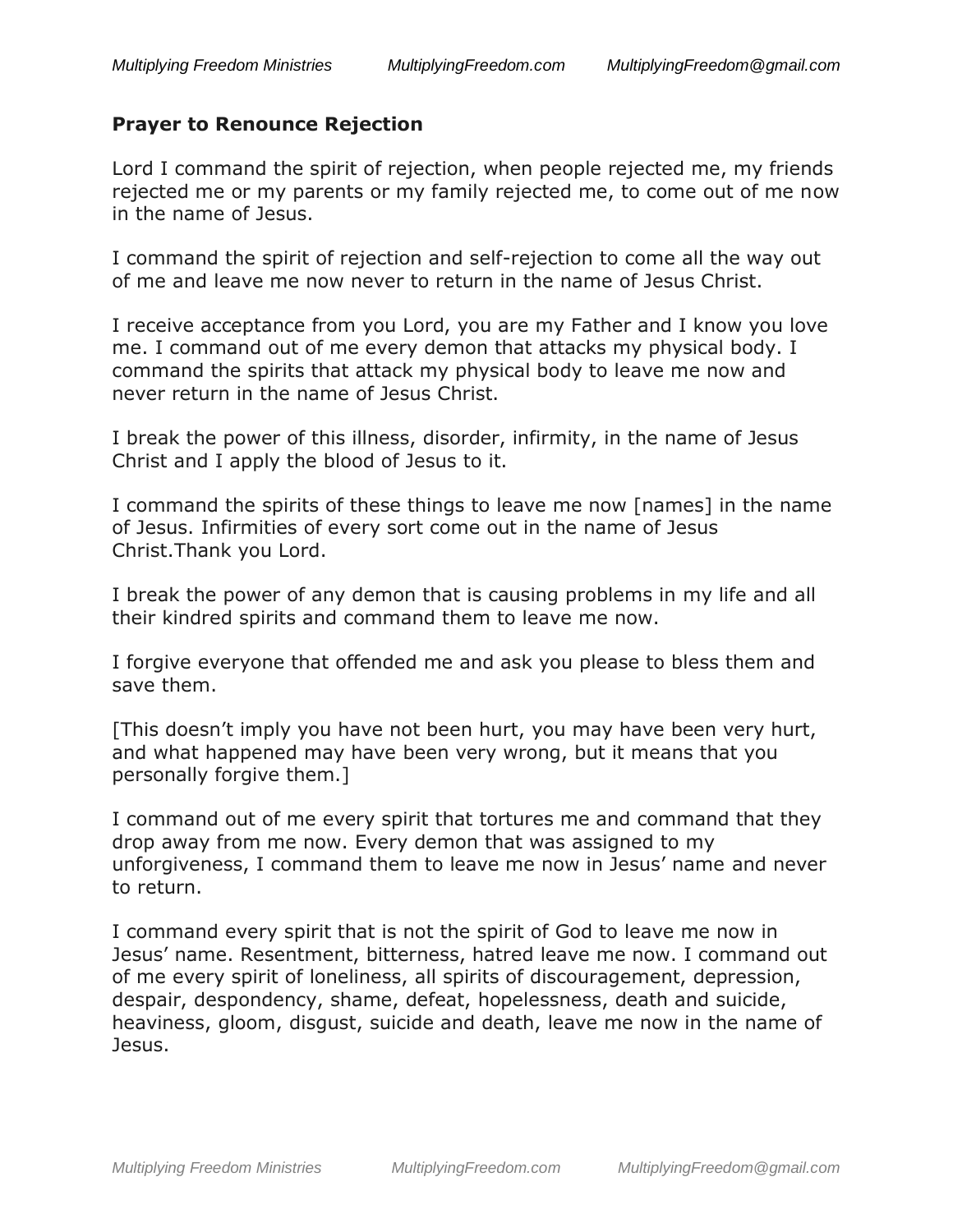**Prayer to Renounce Rejection**

Lord I command the spirit of rejection, when people rejected me, my friends rejected me or my parents or my family rejected me, to come out of me now in the name of Jesus.

I command the spirit of rejection and self-rejection to come all the way out of me and leave me now never to return in the name of Jesus Christ.

I receive acceptance from you Lord, you are my Father and I know you love me. I command out of me every demon that attacks my physical body. I command the spirits that attack my physical body to leave me now and never return in the name of Jesus Christ.

I break the power of this illness, disorder, infirmity, in the name of Jesus Christ and I apply the blood of Jesus to it.

I command the spirits of these things to leave me now [names] in the name of Jesus. Infirmities of every sort come out in the name of Jesus Christ.Thank you Lord.

I break the power of any demon that is causing problems in my life and all their kindred spirits and command them to leave me now.

I forgive everyone that offended me and ask you please to bless them and save them.

[This doesn't imply you have not been hurt, you may have been very hurt, and what happened may have been very wrong, but it means that you personally forgive them.]

I command out of me every spirit that tortures me and command that they drop away from me now. Every demon that was assigned to my unforgiveness, I command them to leave me now in Jesus' name and never to return.

I command every spirit that is not the spirit of God to leave me now in Jesus' name. Resentment, bitterness, hatred leave me now. I command out of me every spirit of loneliness, all spirits of discouragement, depression, despair, despondency, shame, defeat, hopelessness, death and suicide, heaviness, gloom, disgust, suicide and death, leave me now in the name of Jesus.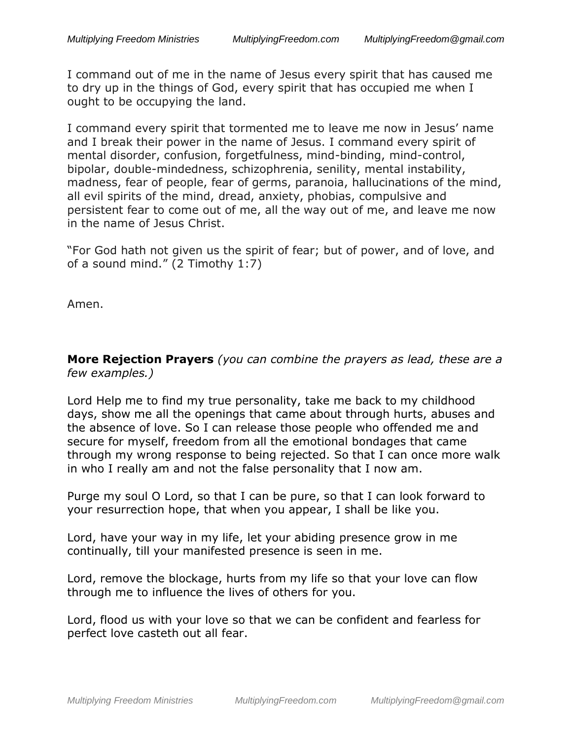I command out of me in the name of Jesus every spirit that has caused me to dry up in the things of God, every spirit that has occupied me when I ought to be occupying the land.

I command every spirit that tormented me to leave me now in Jesus' name and I break their power in the name of Jesus. I command every spirit of mental disorder, confusion, forgetfulness, mind-binding, mind-control, bipolar, double-mindedness, schizophrenia, senility, mental instability, madness, fear of people, fear of germs, paranoia, hallucinations of the mind, all evil spirits of the mind, dread, anxiety, phobias, compulsive and persistent fear to come out of me, all the way out of me, and leave me now in the name of Jesus Christ.

"For God hath not given us the spirit of fear; but of power, and of love, and of a sound mind." (2 Timothy 1:7)

Amen.

**More Rejection Prayers** *(you can combine the prayers as lead, these are a few examples.)*

Lord Help me to find my true personality, take me back to my childhood days, show me all the openings that came about through hurts, abuses and the absence of love. So I can release those people who offended me and secure for myself, freedom from all the emotional bondages that came through my wrong response to being rejected. So that I can once more walk in who I really am and not the false personality that I now am.

Purge my soul O Lord, so that I can be pure, so that I can look forward to your resurrection hope, that when you appear, I shall be like you.

Lord, have your way in my life, let your abiding presence grow in me continually, till your manifested presence is seen in me.

Lord, remove the blockage, hurts from my life so that your love can flow through me to influence the lives of others for you.

Lord, flood us with your love so that we can be confident and fearless for perfect love casteth out all fear.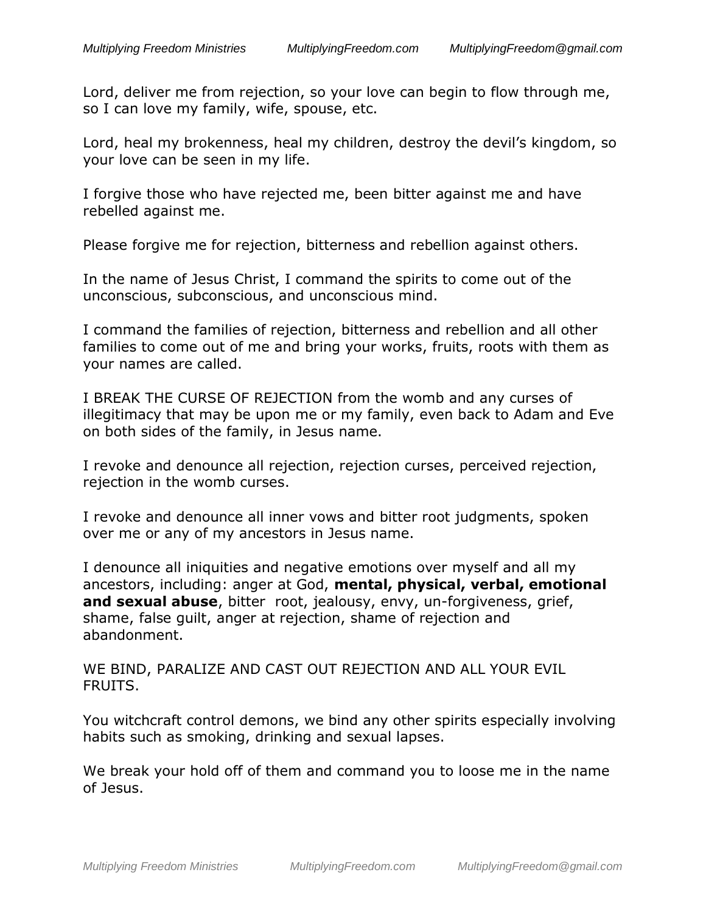Lord, deliver me from rejection, so your love can begin to flow through me, so I can love my family, wife, spouse, etc.

Lord, heal my brokenness, heal my children, destroy the devil's kingdom, so your love can be seen in my life.

I forgive those who have rejected me, been bitter against me and have rebelled against me.

Please forgive me for rejection, bitterness and rebellion against others.

In the name of Jesus Christ, I command the spirits to come out of the unconscious, subconscious, and unconscious mind.

I command the families of rejection, bitterness and rebellion and all other families to come out of me and bring your works, fruits, roots with them as your names are called.

I BREAK THE CURSE OF REJECTION from the womb and any curses of illegitimacy that may be upon me or my family, even back to Adam and Eve on both sides of the family, in Jesus name.

I revoke and denounce all rejection, rejection curses, perceived rejection, rejection in the womb curses.

I revoke and denounce all inner vows and bitter root judgments, spoken over me or any of my ancestors in Jesus name.

I denounce all iniquities and negative emotions over myself and all my ancestors, including: anger at God, **mental, physical, verbal, emotional and sexual abuse**, bitter root, jealousy, envy, un-forgiveness, grief, shame, false guilt, anger at rejection, shame of rejection and abandonment.

WE BIND, PARALIZE AND CAST OUT REJECTION AND ALL YOUR EVIL FRUITS.

You witchcraft control demons, we bind any other spirits especially involving habits such as smoking, drinking and sexual lapses.

We break your hold off of them and command you to loose me in the name of Jesus.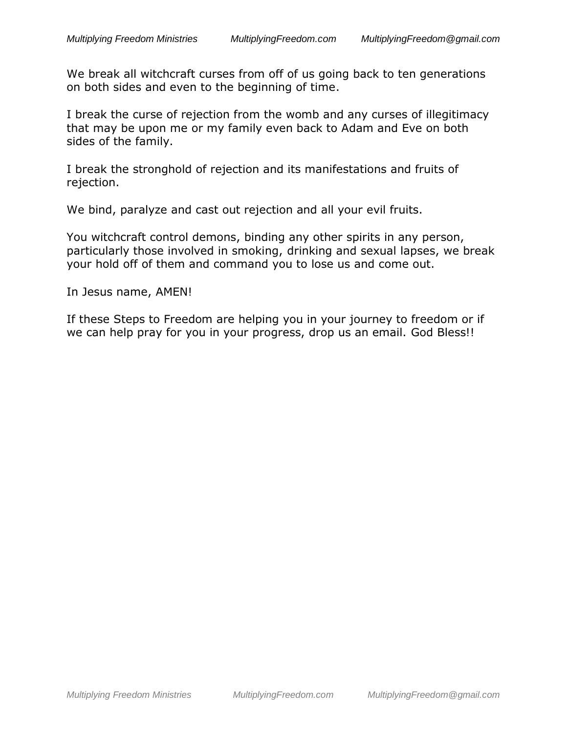We break all witchcraft curses from off of us going back to ten generations on both sides and even to the beginning of time.

I break the curse of rejection from the womb and any curses of illegitimacy that may be upon me or my family even back to Adam and Eve on both sides of the family.

I break the stronghold of rejection and its manifestations and fruits of rejection.

We bind, paralyze and cast out rejection and all your evil fruits.

You witchcraft control demons, binding any other spirits in any person, particularly those involved in smoking, drinking and sexual lapses, we break your hold off of them and command you to lose us and come out.

In Jesus name, AMEN!

If these Steps to Freedom are helping you in your journey to freedom or if we can help pray for you in your progress, drop us an email. God Bless!!